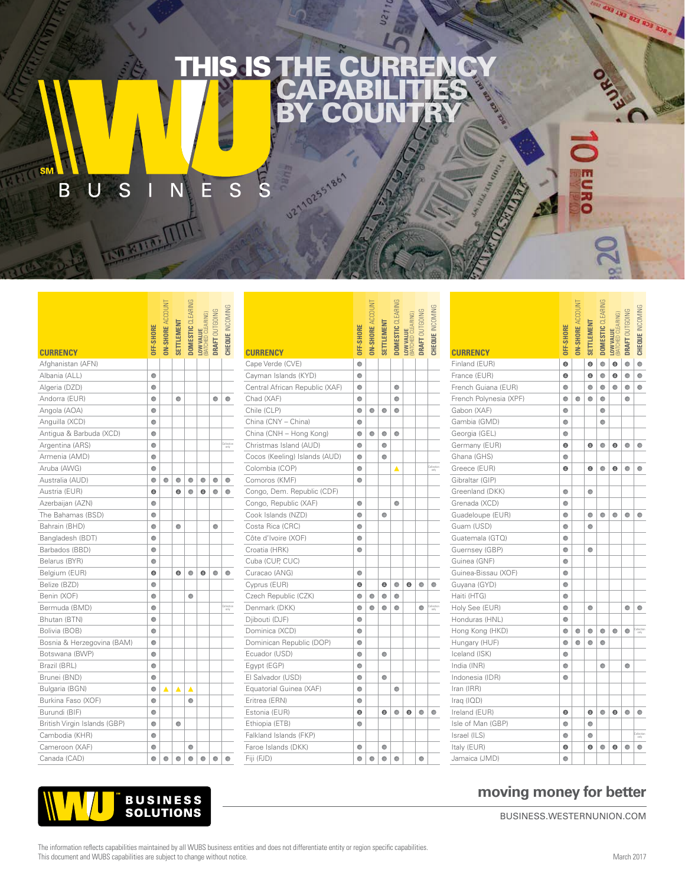# THIS IS THE CURRENCY CAPABILITIES BY COUNTRY

WU BUSINESS

| CURRENCY | OFF-SHORE | ON-SHORE ACCOUNT | SETTLEMENT | DOMESTIC CLEARING | LOW VALUE (BATCHED CLEARING) | DRAFT OUTGOING | CHEQUE INCOMING |
|---|---|---|---|---|---|---|---|
| Afghanistan (AFN) | | | | | | | |
| Albania (ALL) | ● | | | | | | |
| Algeria (DZD) | ● | | | | | | |
| Andorra (EUR) | ● | | ● | | | ● | ● |
| Angola (AOA) | ● | | | | | | |
| Anguilla (XCD) | ● | | | | | | |
| Antigua & Barbuda (XCD) | ● | | | | | | |
| Argentina (ARS) | ● | | | | | | Collection only |
| Armenia (AMD) | ● | | | | | | |
| Aruba (AWG) | ● | | | | | | |
| Australia (AUD) | ● | ● | ● | ● | ● | ● | ● |
| Austria (EUR) | ● | | ● | ● | ● | ● | ● |
| Azerbaijan (AZN) | ● | | | | | | |
| The Bahamas (BSD) | ● | | | | | | |
| Bahrain (BHD) | ● | | ● | | | ● | |
| Bangladesh (BDT) | ● | | | | | | |
| Barbados (BBD) | ● | | | | | | |
| Belarus (BYR) | ● | | | | | | |
| Belgium (EUR) | ● | | ● | ● | ● | ● | ● |
| Belize (BZD) | ● | | | | | | |
| Benin (XOF) | ● | | | ● | | | |
| Bermuda (BMD) | ● | | | | | | Collection only |
| Bhutan (BTN) | ● | | | | | | |
| Bolivia (BOB) | ● | | | | | | |
| Bosnia & Herzegovina (BAM) | ● | | | | | | |
| Botswana (BWP) | ● | | | | | | |
| Brazil (BRL) | ● | | | | | | |
| Brunei (BND) | ● | | | | | | |
| Bulgaria (BGN) | ● | ▲ | ▲ | ▲ | | | |
| Burkina Faso (XOF) | ● | | | ● | | | |
| Burundi (BIF) | ● | | | | | | |
| British Virgin Islands (GBP) | ● | | ● | | | | |
| Cambodia (KHR) | ● | | | | | | |
| Cameroon (XAF) | ● | | | ● | | | |
| Canada (CAD) | ● | ● | ● | ● | ● | ● | ● |
| Cape Verde (CVE) | ● | | | | | | |
| Cayman Islands (KYD) | ● | | | | | | |
| Central African Republic (XAF) | ● | | | ● | | | |
| Chad (XAF) | ● | | | ● | | | |
| Chile (CLP) | ● | ● | ● | ● | | | |
| China (CNY – China) | ● | | | | | | |
| China (CNH – Hong Kong) | ● | ● | ● | ● | | | |
| Christmas Island (AUD) | ● | | ● | | | | |
| Cocos (Keeling) Islands (AUD) | ● | | ● | | | | |
| Colombia (COP) | ● | | | ▲ | | | Collection only |
| Comoros (KMF) | ● | | | | | | |
| Congo, Dem. Republic (CDF) | | | | | | | |
| Congo, Republic (XAF) | ● | | | ● | | | |
| Cook Islands (NZD) | ● | | ● | | | | |
| Costa Rica (CRC) | ● | | | | | | |
| Côte d'Ivoire (XOF) | ● | | | | | | |
| Croatia (HRK) | ● | | | | | | |
| Cuba (CUP, CUC) | | | | | | | |
| Curacao (ANG) | ● | | | | | | |
| Cyprus (EUR) | ● | | ● | ● | ● | ● | ● |
| Czech Republic (CZK) | ● | ● | ● | ● | | | |
| Denmark (DKK) | ● | ● | ● | ● | | ● | Collection only |
| Djibouti (DJF) | ● | | | | | | |
| Dominica (XCD) | ● | | | | | | |
| Dominican Republic (DOP) | ● | | | | | | |
| Ecuador (USD) | ● | | ● | | | | |
| Egypt (EGP) | ● | | | | | | |
| El Salvador (USD) | ● | | ● | | | | |
| Equatorial Guinea (XAF) | ● | | | ● | | | |
| Eritrea (ERN) | ● | | | | | | |
| Estonia (EUR) | ● | | ● | ● | ● | ● | ● |
| Ethiopia (ETB) | ● | | | | | | |
| Falkland Islands (FKP) | | | | | | | |
| Faroe Islands (DKK) | ● | | ● | | | | |
| Fiji (FJD) | ● | ● | ● | ● | | ● | |
| Finland (EUR) | ● | | ● | ● | ● | ● | ● |
| France (EUR) | ● | | ● | ● | ● | ● | ● |
| French Guiana (EUR) | ● | | ● | ● | ● | ● | ● |
| French Polynesia (XPF) | ● | ● | ● | ● | | ● | |
| Gabon (XAF) | ● | | | ● | | | |
| Gambia (GMD) | ● | | | ● | | | |
| Georgia (GEL) | ● | | | | | | |
| Germany (EUR) | ● | | ● | ● | ● | ● | ● |
| Ghana (GHS) | ● | | | | | | |
| Greece (EUR) | ● | | ● | ● | ● | ● | ● |
| Gibraltar (GIP) | | | | | | | |
| Greenland (DKK) | ● | | ● | | | | |
| Grenada (XCD) | ● | | | | | | |
| Guadeloupe (EUR) | ● | | ● | ● | ● | ● | ● |
| Guam (USD) | ● | | ● | | | | |
| Guatemala (GTQ) | ● | | | | | | |
| Guernsey (GBP) | ● | | ● | | | | |
| Guinea (GNF) | ● | | | | | | |
| Guinea-Bissau (XOF) | ● | | | | | | |
| Guyana (GYD) | ● | | | | | | |
| Haiti (HTG) | ● | | | | | | |
| Holy See (EUR) | ● | | ● | | | ● | ● |
| Honduras (HNL) | ● | | | | | | |
| Hong Kong (HKD) | ● | ● | ● | ● | ● | ● | Collection only |
| Hungary (HUF) | ● | ● | ● | ● | | | |
| Iceland (ISK) | ● | | | | | | |
| India (INR) | ● | | | ● | | ● | |
| Indonesia (IDR) | ● | | | | | | |
| Iran (IRR) | | | | | | | |
| Iraq (IQD) | | | | | | | |
| Ireland (EUR) | ● | | ● | ● | ● | ● | ● |
| Isle of Man (GBP) | ● | | ● | | | | |
| Israel (ILS) | ● | | ● | | | | Collection only |
| Italy (EUR) | ● | | ● | ● | ● | ● | ● |
| Jamaica (JMD) | ● | | | | | | |

WU BUSINESS SOLUTIONS

**moving money for better**

BUSINESS.WESTERNUNION.COM

The information reflects capabilities maintained by all WUBS business entities and does not differentiate entity or region specific capabilities.
This document and WUBS capabilities are subject to change without notice.

March 2017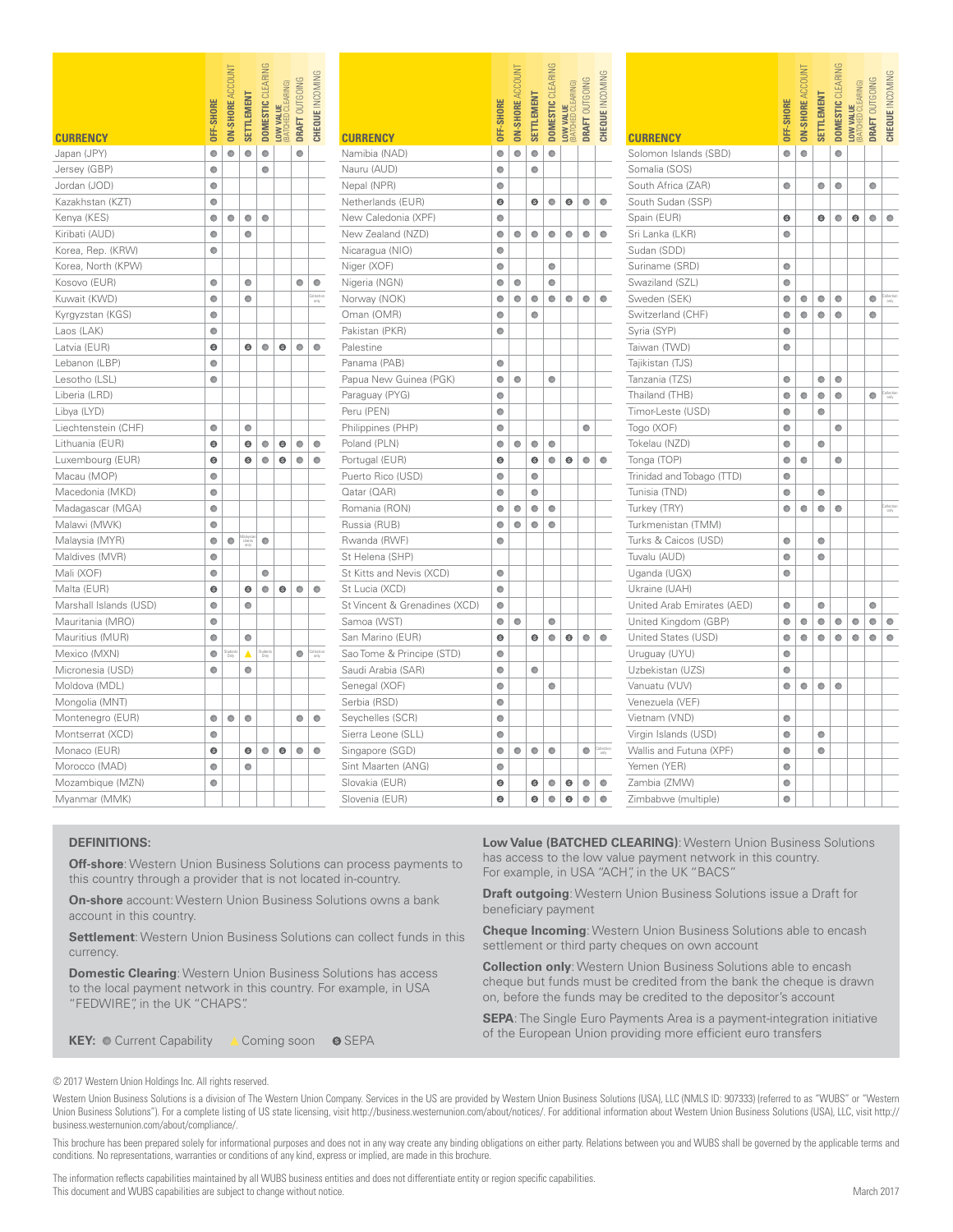| CURRENCY | OFF-SHORE | ON-SHORE ACCOUNT | SETTLEMENT | DOMESTIC CLEARING | LOW VALUE (BATCHED CLEARING) | DRAFT OUTGOING | CHEQUE INCOMING |
|---|---|---|---|---|---|---|---|
| Japan (JPY) | ● | ● | ● | ● | | ● | |
| Jersey (GBP) | ● | | | ● | | | |
| Jordan (JOD) | ● | | | | | | |
| Kazakhstan (KZT) | ● | | | | | | |
| Kenya (KES) | ● | ● | ● | ● | | | |
| Kiribati (AUD) | ● | | ● | | | | |
| Korea, Rep. (KRW) | ● | | | | | | |
| Korea, North (KPW) | | | | | | | |
| Kosovo (EUR) | ● | | ● | | | ● | ● |
| Kuwait (KWD) | ● | | ● | | | | Collection only |
| Kyrgyzstan (KGS) | ● | | | | | | |
| Laos (LAK) | ● | | | | | | |
| Latvia (EUR) | SEPA | | SEPA | ● | SEPA | ● | ● |
| Lebanon (LBP) | ● | | | | | | |
| Lesotho (LSL) | ● | | | | | | |
| Liberia (LRD) | | | | | | | |
| Libya (LYD) | | | | | | | |
| Liechtenstein (CHF) | ● | | ● | | | | |
| Lithuania (EUR) | SEPA | | SEPA | ● | SEPA | ● | ● |
| Luxembourg (EUR) | SEPA | | SEPA | ● | SEPA | ● | ● |
| Macau (MOP) | ● | | | | | | |
| Macedonia (MKD) | ● | | | | | | |
| Madagascar (MGA) | ● | | | | | | |
| Malawi (MWK) | ● | | | | | | |
| Malaysia (MYR) | ● | ● | Malaysian clients only | ● | | | |
| Maldives (MVR) | ● | | | | | | |
| Mali (XOF) | ● | | | ● | | | |
| Malta (EUR) | SEPA | | SEPA | ● | SEPA | ● | ● |
| Marshall Islands (USD) | ● | | ● | | | | |
| Mauritania (MRO) | ● | | | | | | |
| Mauritius (MUR) | ● | | ● | | | | |
| Mexico (MXN) | ● | Students Only | ▲ | Students Only | | ● | Collection only |
| Micronesia (USD) | ● | | ● | | | | |
| Moldova (MDL) | | | | | | | |
| Mongolia (MNT) | | | | | | | |
| Montenegro (EUR) | ● | ● | ● | | | ● | ● |
| Montserrat (XCD) | ● | | | | | | |
| Monaco (EUR) | SEPA | | SEPA | ● | SEPA | ● | ● |
| Morocco (MAD) | ● | | ● | | | | |
| Mozambique (MZN) | ● | | | | | | |
| Myanmar (MMK) | | | | | | | |
| Namibia (NAD) | ● | ● | ● | ● | | | |
| Nauru (AUD) | ● | | ● | | | | |
| Nepal (NPR) | ● | | | | | | |
| Netherlands (EUR) | SEPA | | SEPA | ● | SEPA | ● | ● |
| New Caledonia (XPF) | ● | | | | | | |
| New Zealand (NZD) | ● | ● | ● | ● | ● | ● | ● |
| Nicaragua (NIO) | ● | | | | | | |
| Niger (XOF) | ● | | | ● | | | |
| Nigeria (NGN) | ● | ● | | ● | | | |
| Norway (NOK) | ● | ● | ● | ● | ● | ● | ● |
| Oman (OMR) | ● | | ● | | | | |
| Pakistan (PKR) | ● | | | | | | |
| Palestine | | | | | | | |
| Panama (PAB) | ● | | | | | | |
| Papua New Guinea (PGK) | ● | ● | | ● | | | |
| Paraguay (PYG) | ● | | | | | | |
| Peru (PEN) | ● | | | | | | |
| Philippines (PHP) | ● | | | | | ● | |
| Poland (PLN) | ● | ● | ● | ● | | | |
| Portugal (EUR) | SEPA | | SEPA | ● | SEPA | ● | ● |
| Puerto Rico (USD) | ● | | ● | | | | |
| Qatar (QAR) | ● | | ● | | | | |
| Romania (RON) | ● | ● | ● | ● | | | |
| Russia (RUB) | ● | ● | ● | ● | | | |
| Rwanda (RWF) | ● | | | | | | |
| St Helena (SHP) | | | | | | | |
| St Kitts and Nevis (XCD) | ● | | | | | | |
| St Lucia (XCD) | ● | | | | | | |
| St Vincent & Grenadines (XCD) | ● | | | | | | |
| Samoa (WST) | ● | ● | | ● | | | |
| San Marino (EUR) | SEPA | | SEPA | ● | SEPA | ● | ● |
| Sao Tome & Principe (STD) | ● | | | | | | |
| Saudi Arabia (SAR) | ● | | ● | | | | |
| Senegal (XOF) | ● | | | ● | | | |
| Serbia (RSD) | ● | | | | | | |
| Seychelles (SCR) | ● | | | | | | |
| Sierra Leone (SLL) | ● | | | | | | |
| Singapore (SGD) | ● | ● | ● | ● | | ● | Collection only |
| Sint Maarten (ANG) | ● | | | | | | |
| Slovakia (EUR) | SEPA | | SEPA | ● | SEPA | ● | ● |
| Slovenia (EUR) | SEPA | | SEPA | ● | SEPA | ● | ● |
| Solomon Islands (SBD) | ● | ● | | ● | | | |
| Somalia (SOS) | | | | | | | |
| South Africa (ZAR) | ● | | ● | ● | | ● | |
| South Sudan (SSP) | | | | | | | |
| Spain (EUR) | SEPA | | SEPA | ● | SEPA | ● | ● |
| Sri Lanka (LKR) | ● | | | | | | |
| Sudan (SDD) | | | | | | | |
| Suriname (SRD) | ● | | | | | | |
| Swaziland (SZL) | ● | | | | | | |
| Sweden (SEK) | ● | ● | ● | ● | | ● | Collection only |
| Switzerland (CHF) | ● | ● | ● | ● | | ● | |
| Syria (SYP) | ● | | | | | | |
| Taiwan (TWD) | ● | | | | | | |
| Tajikistan (TJS) | | | | | | | |
| Tanzania (TZS) | ● | | ● | ● | | | |
| Thailand (THB) | ● | ● | ● | ● | | ● | Collection only |
| Timor-Leste (USD) | ● | | ● | | | | |
| Togo (XOF) | ● | | | ● | | | |
| Tokelau (NZD) | ● | | ● | | | | |
| Tonga (TOP) | ● | ● | | ● | | | |
| Trinidad and Tobago (TTD) | ● | | | | | | |
| Tunisia (TND) | ● | | ● | | | | |
| Turkey (TRY) | ● | ● | ● | ● | | | Collection only |
| Turkmenistan (TMM) | | | | | | | |
| Turks & Caicos (USD) | ● | | ● | | | | |
| Tuvalu (AUD) | ● | | ● | | | | |
| Uganda (UGX) | ● | | | | | | |
| Ukraine (UAH) | | | | | | | |
| United Arab Emirates (AED) | ● | | ● | | | ● | |
| United Kingdom (GBP) | ● | ● | ● | ● | ● | ● | ● |
| United States (USD) | ● | ● | ● | ● | ● | ● | ● |
| Uruguay (UYU) | ● | | | | | | |
| Uzbekistan (UZS) | ● | | | | | | |
| Vanuatu (VUV) | ● | ● | ● | ● | | | |
| Venezuela (VEF) | | | | | | | |
| Vietnam (VND) | ● | | | | | | |
| Virgin Islands (USD) | ● | | ● | | | | |
| Wallis and Futuna (XPF) | ● | | ● | | | | |
| Yemen (YER) | ● | | | | | | |
| Zambia (ZMW) | ● | | | | | | |
| Zimbabwe (multiple) | ● | | | | | | |

**DEFINITIONS:**

**Off-shore**: Western Union Business Solutions can process payments to this country through a provider that is not located in-country.

**On-shore** account: Western Union Business Solutions owns a bank account in this country.

**Settlement**: Western Union Business Solutions can collect funds in this currency.

**Domestic Clearing**: Western Union Business Solutions has access to the local payment network in this country. For example, in USA "FEDWIRE", in the UK "CHAPS".

**Low Value (BATCHED CLEARING)**: Western Union Business Solutions has access to the low value payment network in this country. For example, in USA "ACH", in the UK "BACS"

**Draft outgoing**: Western Union Business Solutions issue a Draft for beneficiary payment

**Cheque Incoming**: Western Union Business Solutions able to encash settlement or third party cheques on own account

**Collection only**: Western Union Business Solutions able to encash cheque but funds must be credited from the bank the cheque is drawn on, before the funds may be credited to the depositor's account

**SEPA**: The Single Euro Payments Area is a payment-integration initiative of the European Union providing more efficient euro transfers

**KEY:** ● Current Capability ▲ Coming soon SEPA SEPA

© 2017 Western Union Holdings Inc. All rights reserved.

Western Union Business Solutions is a division of The Western Union Company. Services in the US are provided by Western Union Business Solutions (USA), LLC (NMLS ID: 907333) (referred to as "WUBS" or "Western Union Business Solutions"). For a complete listing of US state licensing, visit http://business.westernunion.com/about/notices/. For additional information about Western Union Business Solutions (USA), LLC, visit http://business.westernunion.com/about/compliance/.

This brochure has been prepared solely for informational purposes and does not in any way create any binding obligations on either party. Relations between you and WUBS shall be governed by the applicable terms and conditions. No representations, warranties or conditions of any kind, express or implied, are made in this brochure.

The information reflects capabilities maintained by all WUBS business entities and does not differentiate entity or region specific capabilities.
This document and WUBS capabilities are subject to change without notice.

March 2017